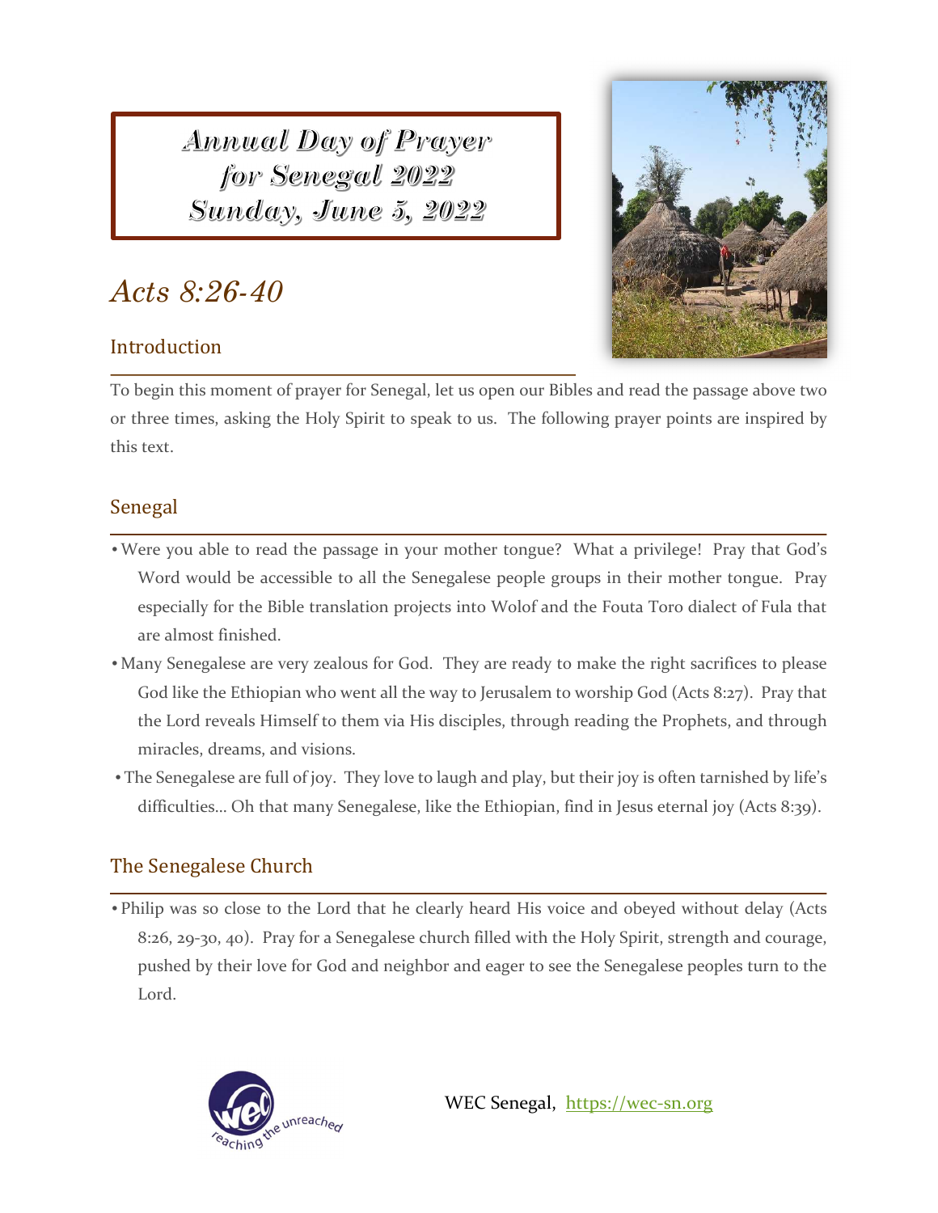# Annual Day of Prayer for Senegal 2022
# Sunday, June 5, 2022

## *Acts 8:26-40*

### Introduction

To begin this moment of prayer for Senegal, let us open our Bibles and read the passage above two or three times, asking the Holy Spirit to speak to us. The following prayer points are inspired by this text.

### Senegal

- Were you able to read the passage in your mother tongue? What a privilege! Pray that God's Word would be accessible to all the Senegalese people groups in their mother tongue. Pray especially for the Bible translation projects into Wolof and the Fouta Toro dialect of Fula that are almost finished.
- Many Senegalese are very zealous for God. They are ready to make the right sacrifices to please God like the Ethiopian who went all the way to Jerusalem to worship God (Acts 8:27). Pray that the Lord reveals Himself to them via His disciples, through reading the Prophets, and through miracles, dreams, and visions.
- The Senegalese are full of joy. They love to laugh and play, but their joy is often tarnished by life's difficulties… Oh that many Senegalese, like the Ethiopian, find in Jesus eternal joy (Acts 8:39).

### The Senegalese Church

- Philip was so close to the Lord that he clearly heard His voice and obeyed without delay (Acts 8:26, 29-30, 40). Pray for a Senegalese church filled with the Holy Spirit, strength and courage, pushed by their love for God and neighbor and eager to see the Senegalese peoples turn to the Lord.

wec reaching the unreached

WEC Senegal, https://wec-sn.org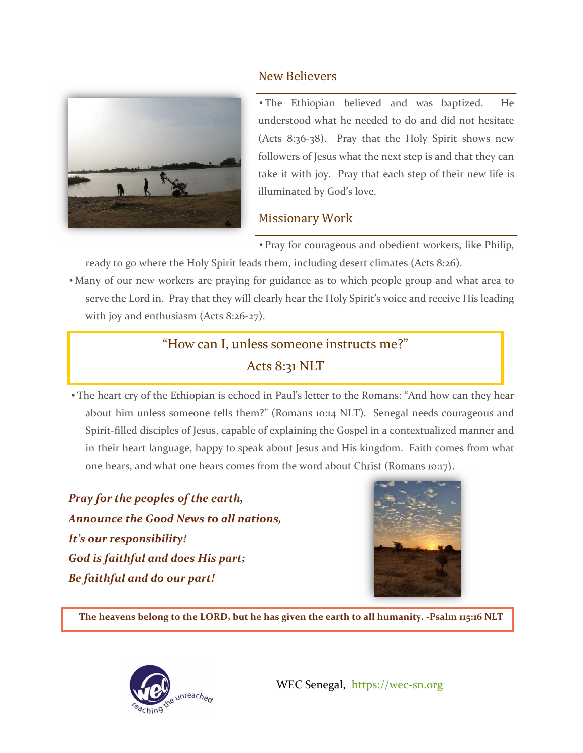## New Believers

- The Ethiopian believed and was baptized. He understood what he needed to do and did not hesitate (Acts 8:36-38). Pray that the Holy Spirit shows new followers of Jesus what the next step is and that they can take it with joy. Pray that each step of their new life is illuminated by God's love.

## Missionary Work

- Pray for courageous and obedient workers, like Philip, ready to go where the Holy Spirit leads them, including desert climates (Acts 8:26).
- Many of our new workers are praying for guidance as to which people group and what area to serve the Lord in. Pray that they will clearly hear the Holy Spirit's voice and receive His leading with joy and enthusiasm (Acts 8:26-27).

> "How can I, unless someone instructs me?"
>
> Acts 8:31 NLT

- The heart cry of the Ethiopian is echoed in Paul's letter to the Romans: "And how can they hear about him unless someone tells them?" (Romans 10:14 NLT). Senegal needs courageous and Spirit-filled disciples of Jesus, capable of explaining the Gospel in a contextualized manner and in their heart language, happy to speak about Jesus and His kingdom. Faith comes from what one hears, and what one hears comes from the word about Christ (Romans 10:17).

***Pray for the peoples of the earth,***
***Announce the Good News to all nations,***
***It's our responsibility!***
***God is faithful and does His part;***
***Be faithful and do our part!***

**The heavens belong to the LORD, but he has given the earth to all humanity. -Psalm 115:16 NLT**

wec reaching the unreached

WEC Senegal, https://wec-sn.org